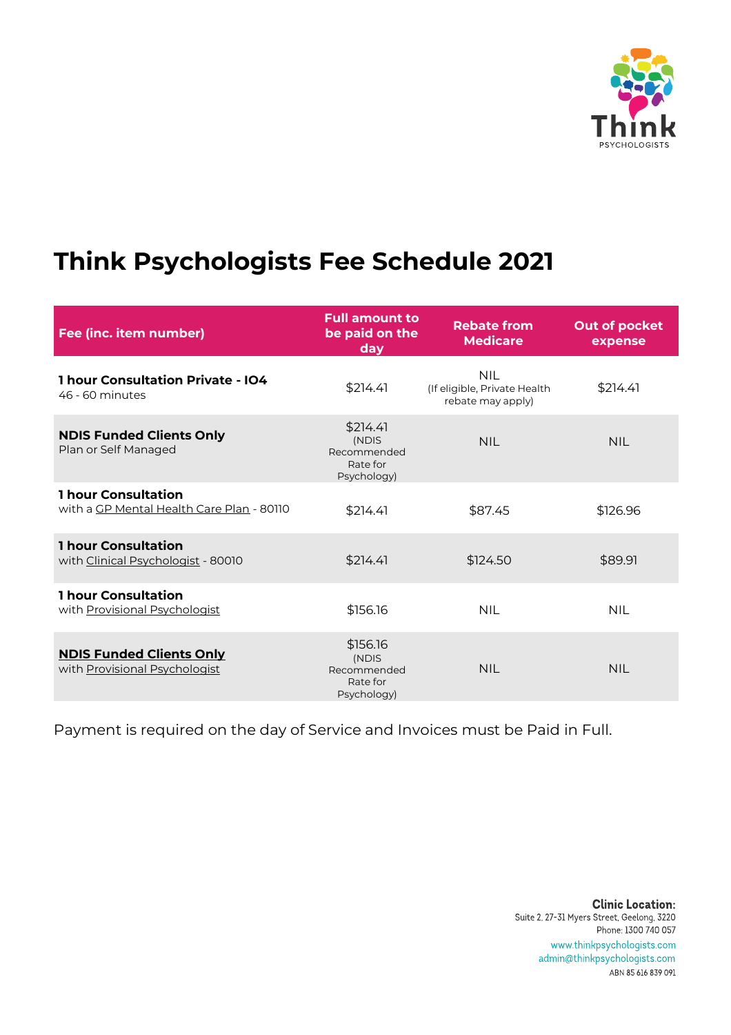# Think Psychologists Fee Schedule 2021

| Fee (inc. item number) | Full amount to be paid on the day | Rebate from Medicare | Out of pocket expense |
|---|---|---|---|
| **1 hour Consultation Private - IO4**<br>46 - 60 minutes | $214.41 | NIL<br>(If eligible, Private Health rebate may apply) | $214.41 |
| **NDIS Funded Clients Only**<br>Plan or Self Managed | $214.41<br>(NDIS Recommended Rate for Psychology) | NIL | NIL |
| **1 hour Consultation**<br>with a GP Mental Health Care Plan - 80110 | $214.41 | $87.45 | $126.96 |
| **1 hour Consultation**<br>with Clinical Psychologist - 80010 | $214.41 | $124.50 | $89.91 |
| **1 hour Consultation**<br>with Provisional Psychologist | $156.16 | NIL | NIL |
| **NDIS Funded Clients Only**<br>with Provisional Psychologist | $156.16<br>(NDIS Recommended Rate for Psychology) | NIL | NIL |

Payment is required on the day of Service and Invoices must be Paid in Full.

**Clinic Location:**
Suite 2, 27-31 Myers Street, Geelong, 3220
Phone: 1300 740 057
www.thinkpsychologists.com
admin@thinkpsychologists.com
ABN 85 616 839 091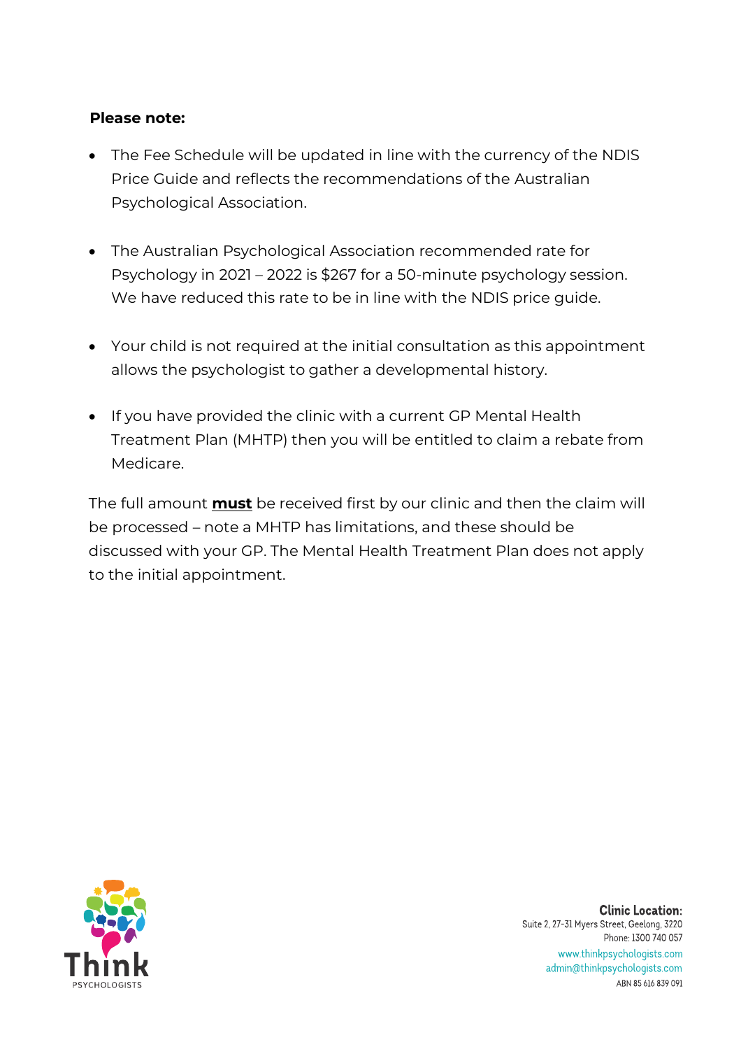**Please note:**

- The Fee Schedule will be updated in line with the currency of the NDIS Price Guide and reflects the recommendations of the Australian Psychological Association.
- The Australian Psychological Association recommended rate for Psychology in 2021 – 2022 is $267 for a 50-minute psychology session. We have reduced this rate to be in line with the NDIS price guide.
- Your child is not required at the initial consultation as this appointment allows the psychologist to gather a developmental history.
- If you have provided the clinic with a current GP Mental Health Treatment Plan (MHTP) then you will be entitled to claim a rebate from Medicare.

The full amount **must** be received first by our clinic and then the claim will be processed – note a MHTP has limitations, and these should be discussed with your GP. The Mental Health Treatment Plan does not apply to the initial appointment.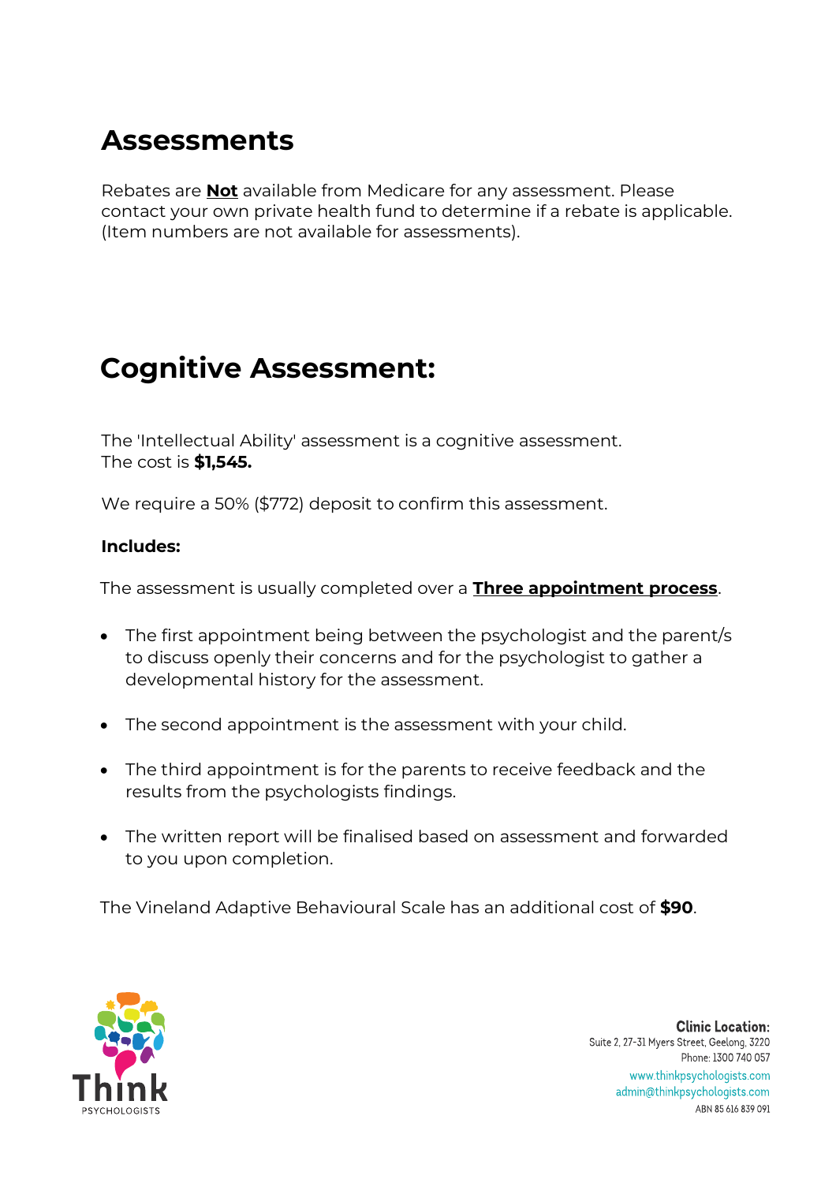# Assessments

Rebates are **Not** available from Medicare for any assessment. Please contact your own private health fund to determine if a rebate is applicable. (Item numbers are not available for assessments).

# Cognitive Assessment:

The 'Intellectual Ability' assessment is a cognitive assessment.
The cost is **$1,545.**

We require a 50% ($772) deposit to confirm this assessment.

**Includes:**

The assessment is usually completed over a **Three appointment process**.

- The first appointment being between the psychologist and the parent/s to discuss openly their concerns and for the psychologist to gather a developmental history for the assessment.
- The second appointment is the assessment with your child.
- The third appointment is for the parents to receive feedback and the results from the psychologists findings.
- The written report will be finalised based on assessment and forwarded to you upon completion.

The Vineland Adaptive Behavioural Scale has an additional cost of **$90**.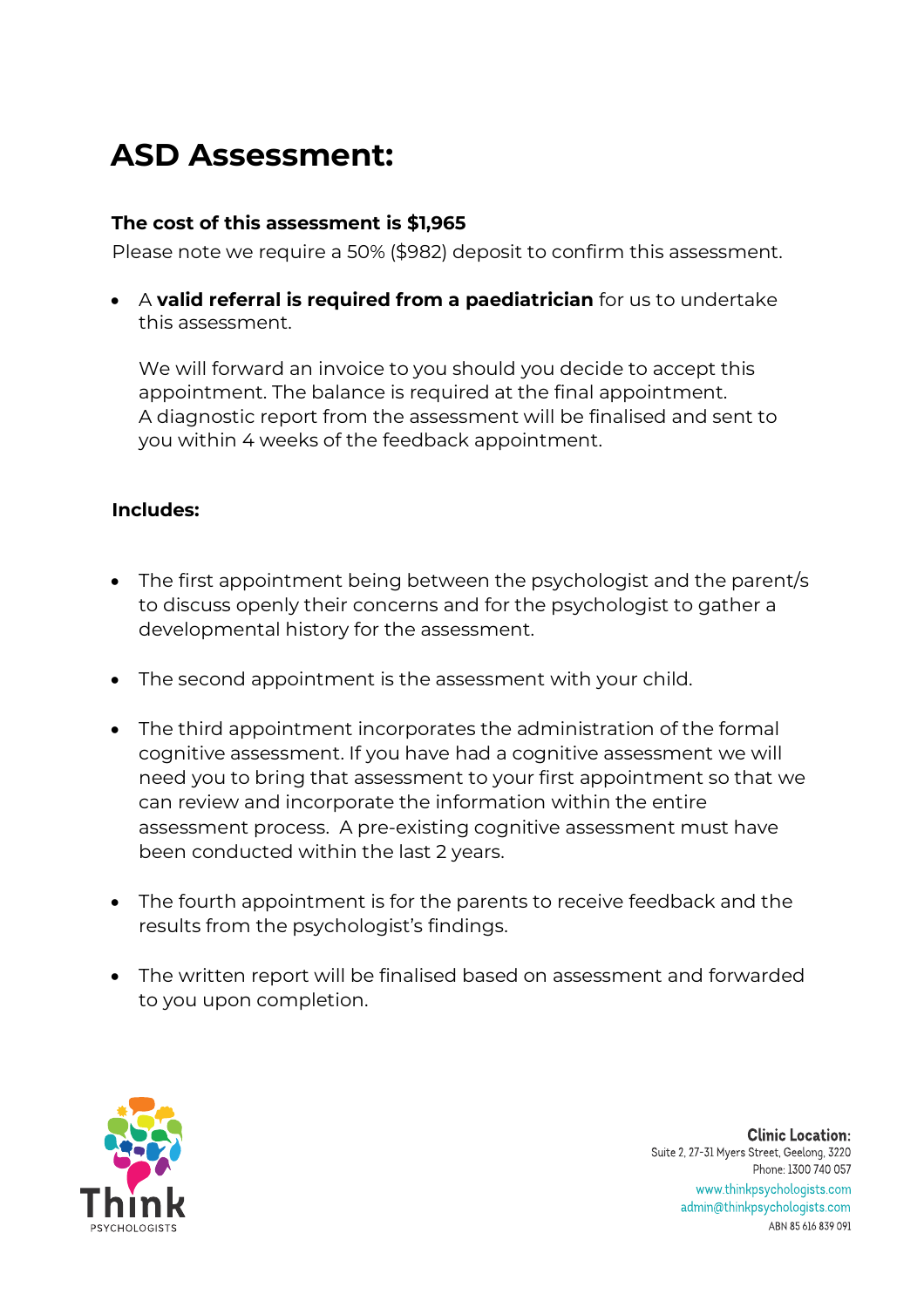# ASD Assessment:

**The cost of this assessment is $1,965**

Please note we require a 50% ($982) deposit to confirm this assessment.

- A **valid referral is required from a paediatrician** for us to undertake this assessment.

  We will forward an invoice to you should you decide to accept this appointment. The balance is required at the final appointment. A diagnostic report from the assessment will be finalised and sent to you within 4 weeks of the feedback appointment.

**Includes:**

- The first appointment being between the psychologist and the parent/s to discuss openly their concerns and for the psychologist to gather a developmental history for the assessment.
- The second appointment is the assessment with your child.
- The third appointment incorporates the administration of the formal cognitive assessment. If you have had a cognitive assessment we will need you to bring that assessment to your first appointment so that we can review and incorporate the information within the entire assessment process. A pre-existing cognitive assessment must have been conducted within the last 2 years.
- The fourth appointment is for the parents to receive feedback and the results from the psychologist's findings.
- The written report will be finalised based on assessment and forwarded to you upon completion.

Think PSYCHOLOGISTS

**Clinic Location:**
Suite 2, 27-31 Myers Street, Geelong, 3220
Phone: 1300 740 057
www.thinkpsychologists.com
admin@thinkpsychologists.com
ABN 85 616 839 091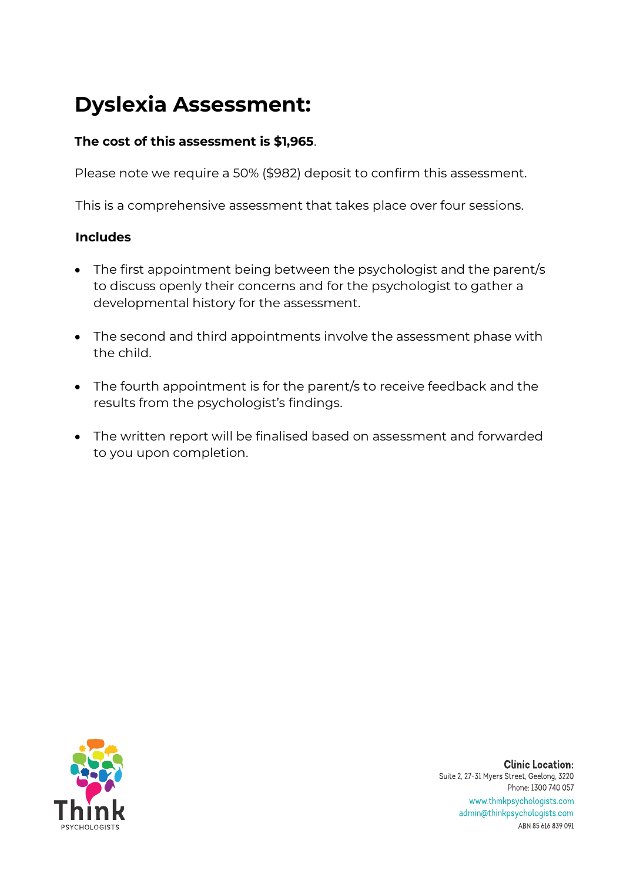# Dyslexia Assessment:

**The cost of this assessment is $1,965**.

Please note we require a 50% ($982) deposit to confirm this assessment.

This is a comprehensive assessment that takes place over four sessions.

**Includes**

- The first appointment being between the psychologist and the parent/s to discuss openly their concerns and for the psychologist to gather a developmental history for the assessment.
- The second and third appointments involve the assessment phase with the child.
- The fourth appointment is for the parent/s to receive feedback and the results from the psychologist's findings.
- The written report will be finalised based on assessment and forwarded to you upon completion.

Think PSYCHOLOGISTS

**Clinic Location:**
Suite 2, 27-31 Myers Street, Geelong, 3220
Phone: 1300 740 057
www.thinkpsychologists.com
admin@thinkpsychologists.com
ABN 85 616 839 091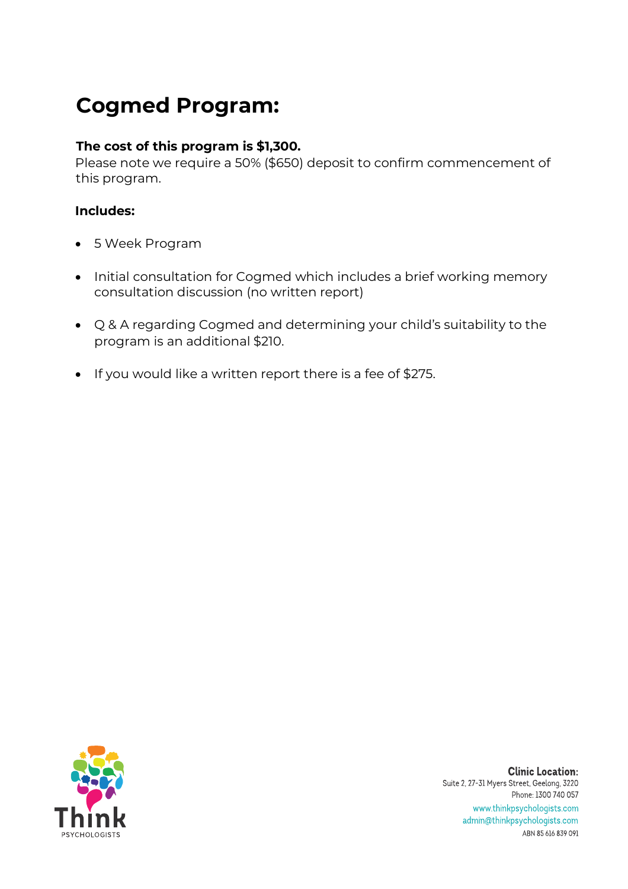# Cogmed Program:

**The cost of this program is $1,300.**
Please note we require a 50% ($650) deposit to confirm commencement of this program.

**Includes:**

- 5 Week Program
- Initial consultation for Cogmed which includes a brief working memory consultation discussion (no written report)
- Q & A regarding Cogmed and determining your child's suitability to the program is an additional $210.
- If you would like a written report there is a fee of $275.

Think PSYCHOLOGISTS

**Clinic Location:**
Suite 2, 27-31 Myers Street, Geelong, 3220
Phone: 1300 740 057
www.thinkpsychologists.com
admin@thinkpsychologists.com
ABN 85 616 839 091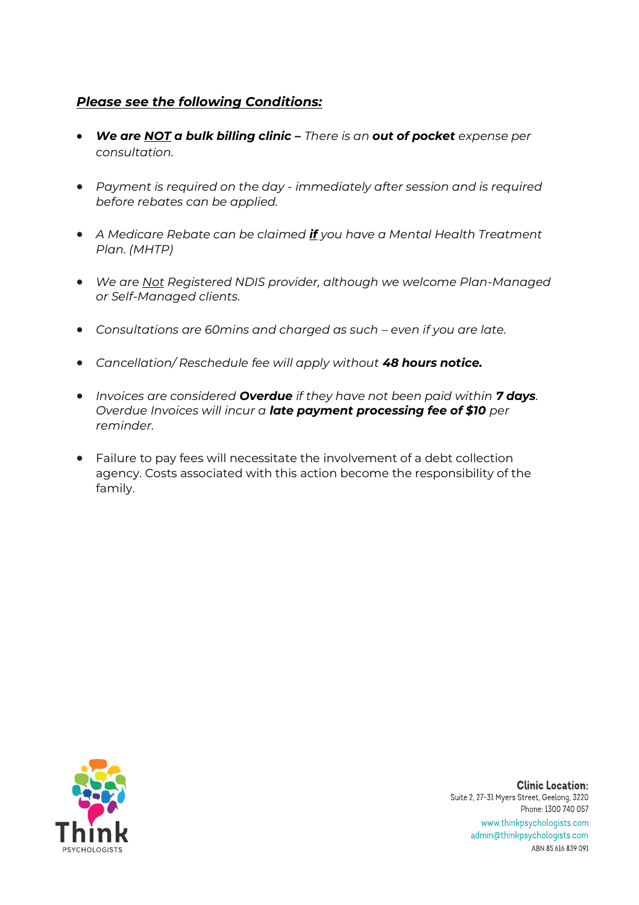***Please see the following Conditions:***

- ***We are NOT a bulk billing clinic** – There is an **out of pocket** expense per consultation.*
- *Payment is required on the day - immediately after session and is required before rebates can be applied.*
- *A Medicare Rebate can be claimed **if** you have a Mental Health Treatment Plan. (MHTP)*
- *We are Not Registered NDIS provider, although we welcome Plan-Managed or Self-Managed clients.*
- *Consultations are 60mins and charged as such – even if you are late.*
- *Cancellation/ Reschedule fee will apply without **48 hours notice.***
- *Invoices are considered **Overdue** if they have not been paid within **7 days**. Overdue Invoices will incur a **late payment processing fee of $10** per reminder.*
- Failure to pay fees will necessitate the involvement of a debt collection agency. Costs associated with this action become the responsibility of the family.

Think PSYCHOLOGISTS

**Clinic Location:**
Suite 2, 27-31 Myers Street, Geelong, 3220
Phone: 1300 740 057
www.thinkpsychologists.com
admin@thinkpsychologists.com
ABN 85 616 839 091